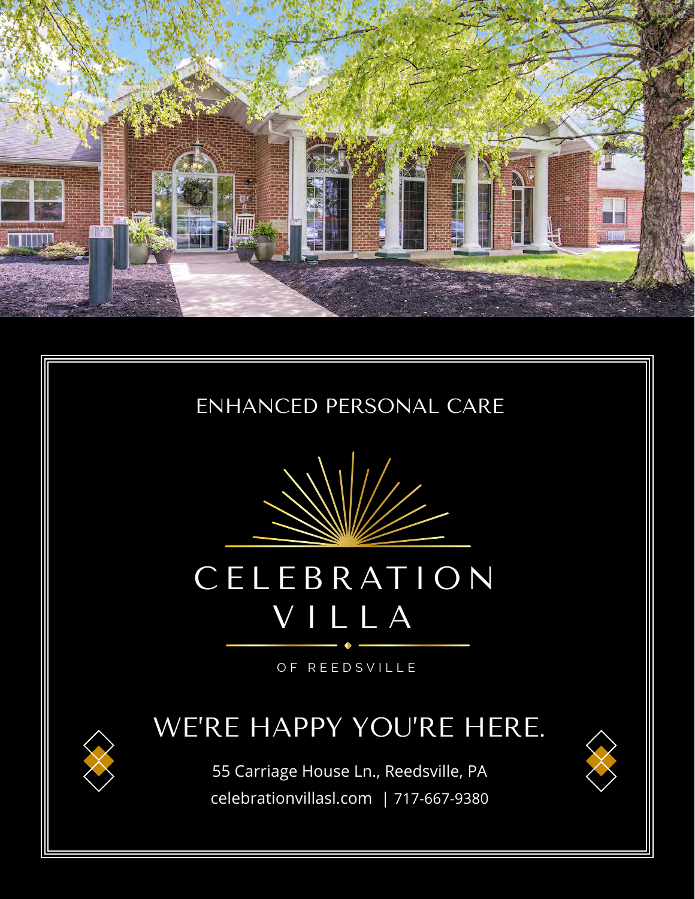ENHANCED PERSONAL CARE

# CELEBRATION VILLA

OF REEDSVILLE

## WE'RE HAPPY YOU'RE HERE.

55 Carriage House Ln., Reedsville, PA

celebrationvillasl.com | 717-667-9380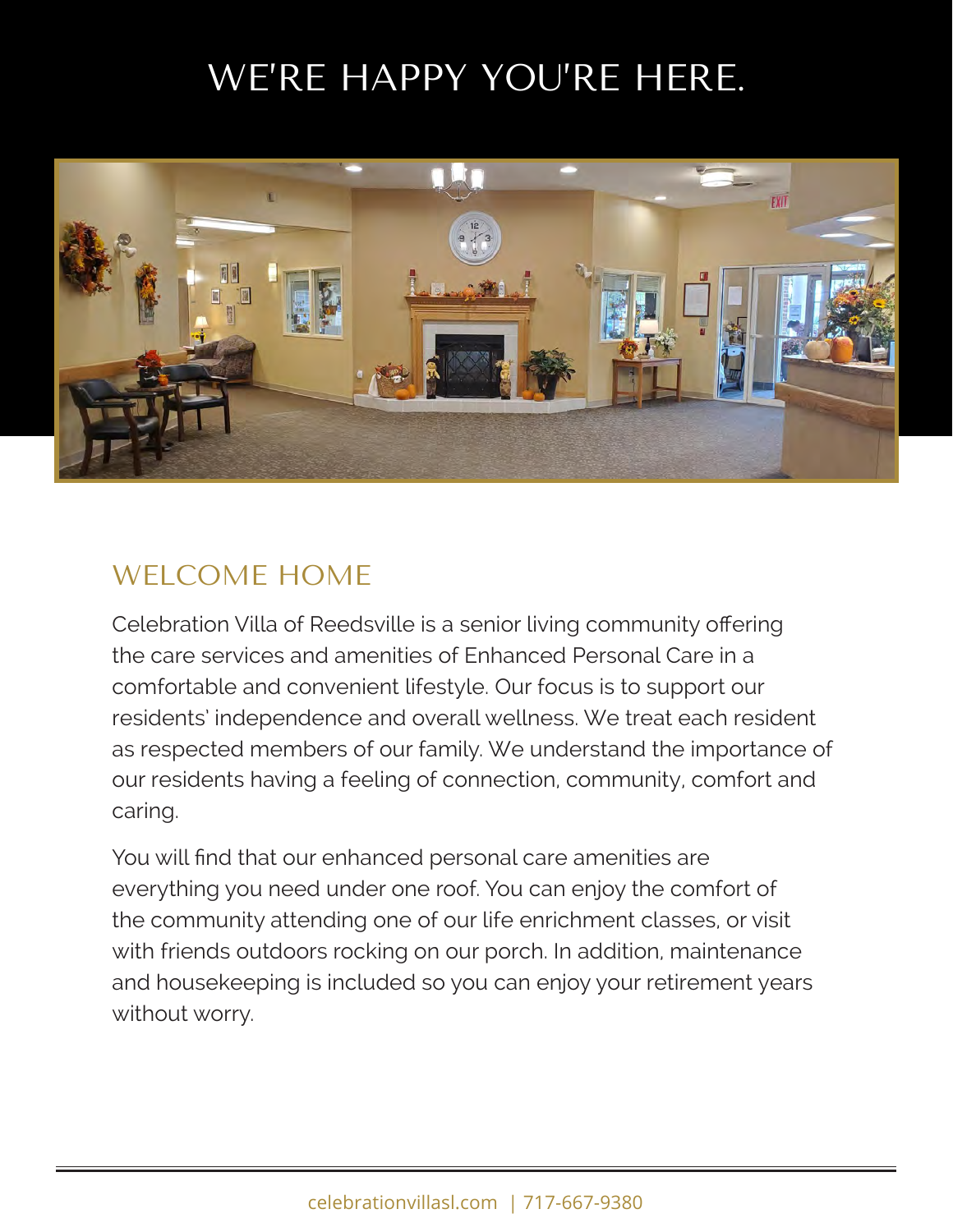# WE'RE HAPPY YOU'RE HERE.

## WELCOME HOME

Celebration Villa of Reedsville is a senior living community offering the care services and amenities of Enhanced Personal Care in a comfortable and convenient lifestyle. Our focus is to support our residents' independence and overall wellness. We treat each resident as respected members of our family. We understand the importance of our residents having a feeling of connection, community, comfort and caring.

You will find that our enhanced personal care amenities are everything you need under one roof. You can enjoy the comfort of the community attending one of our life enrichment classes, or visit with friends outdoors rocking on our porch. In addition, maintenance and housekeeping is included so you can enjoy your retirement years without worry.

celebrationvillasl.com | 717-667-9380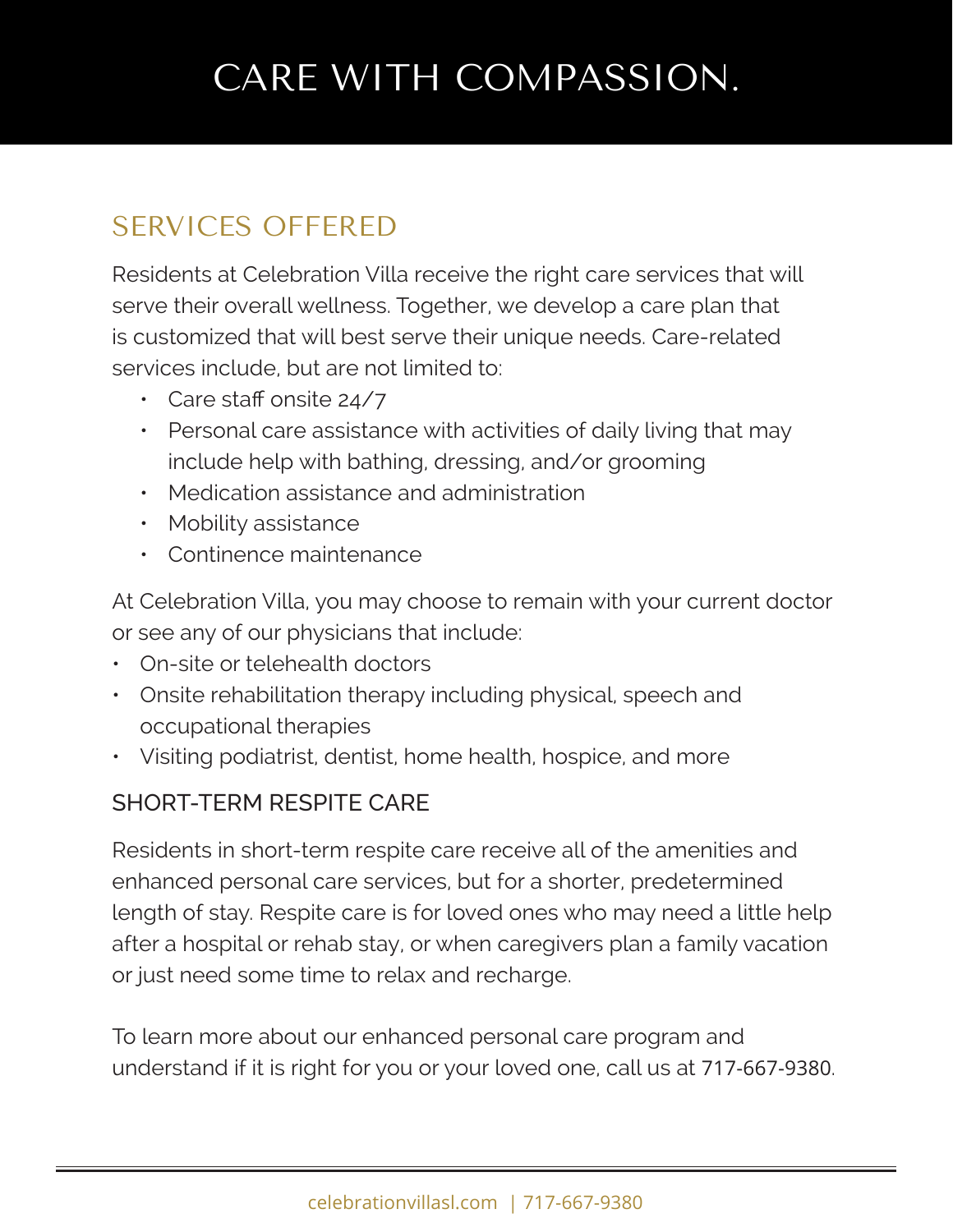# CARE WITH COMPASSION.

## SERVICES OFFERED

Residents at Celebration Villa receive the right care services that will serve their overall wellness. Together, we develop a care plan that is customized that will best serve their unique needs. Care-related services include, but are not limited to:

- Care staff onsite 24/7
- Personal care assistance with activities of daily living that may include help with bathing, dressing, and/or grooming
- Medication assistance and administration
- Mobility assistance
- Continence maintenance

At Celebration Villa, you may choose to remain with your current doctor or see any of our physicians that include:

- On-site or telehealth doctors
- Onsite rehabilitation therapy including physical, speech and occupational therapies
- Visiting podiatrist, dentist, home health, hospice, and more

### SHORT-TERM RESPITE CARE

Residents in short-term respite care receive all of the amenities and enhanced personal care services, but for a shorter, predetermined length of stay. Respite care is for loved ones who may need a little help after a hospital or rehab stay, or when caregivers plan a family vacation or just need some time to relax and recharge.

To learn more about our enhanced personal care program and understand if it is right for you or your loved one, call us at 717-667-9380.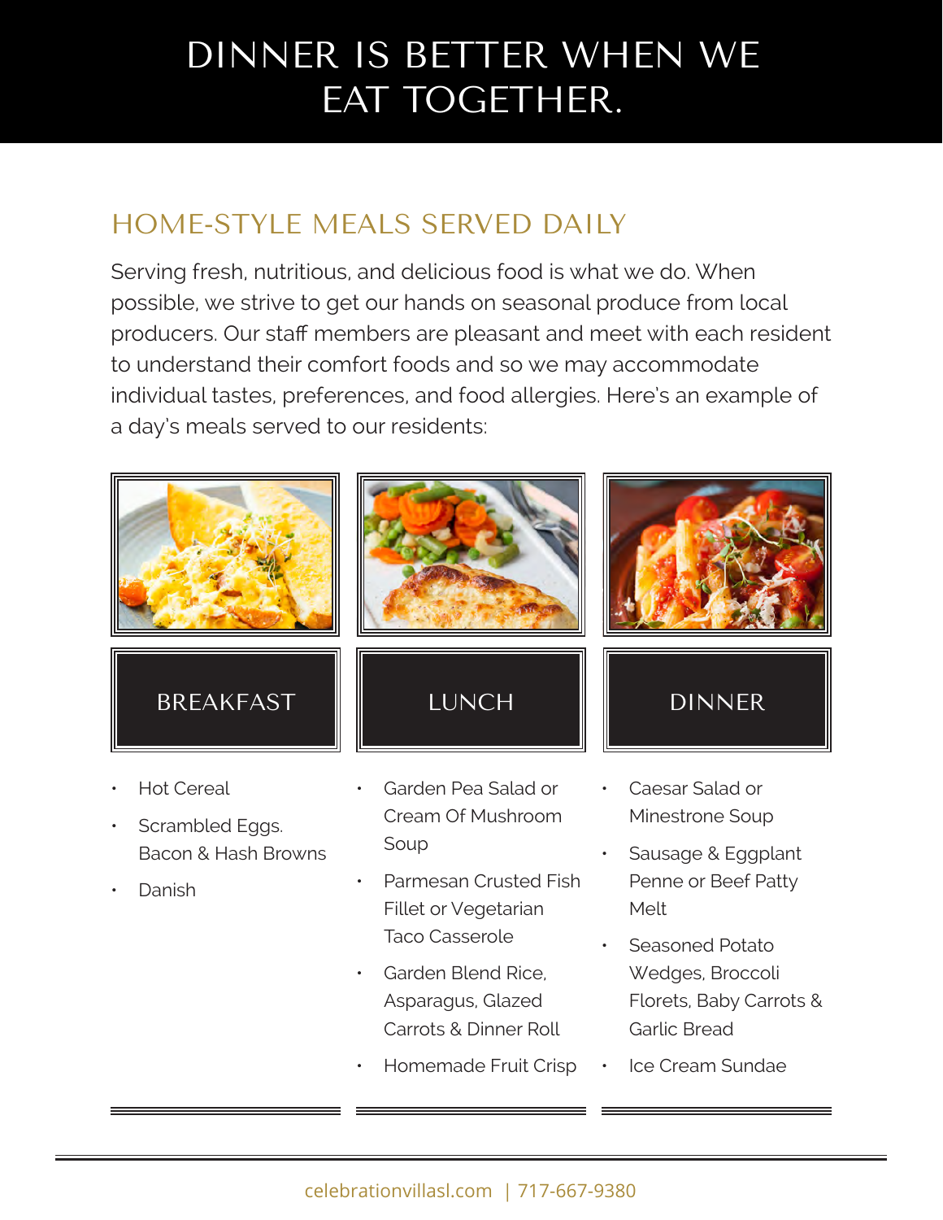# DINNER IS BETTER WHEN WE EAT TOGETHER.

## HOME-STYLE MEALS SERVED DAILY

Serving fresh, nutritious, and delicious food is what we do. When possible, we strive to get our hands on seasonal produce from local producers. Our staff members are pleasant and meet with each resident to understand their comfort foods and so we may accommodate individual tastes, preferences, and food allergies. Here's an example of a day's meals served to our residents:

### BREAKFAST

- Hot Cereal
- Scrambled Eggs. Bacon & Hash Browns
- Danish

### LUNCH

- Garden Pea Salad or Cream Of Mushroom Soup
- Parmesan Crusted Fish Fillet or Vegetarian Taco Casserole
- Garden Blend Rice, Asparagus, Glazed Carrots & Dinner Roll
- Homemade Fruit Crisp

### DINNER

- Caesar Salad or Minestrone Soup
- Sausage & Eggplant Penne or Beef Patty Melt
- Seasoned Potato Wedges, Broccoli Florets, Baby Carrots & Garlic Bread
- Ice Cream Sundae

celebrationvillasl.com | 717-667-9380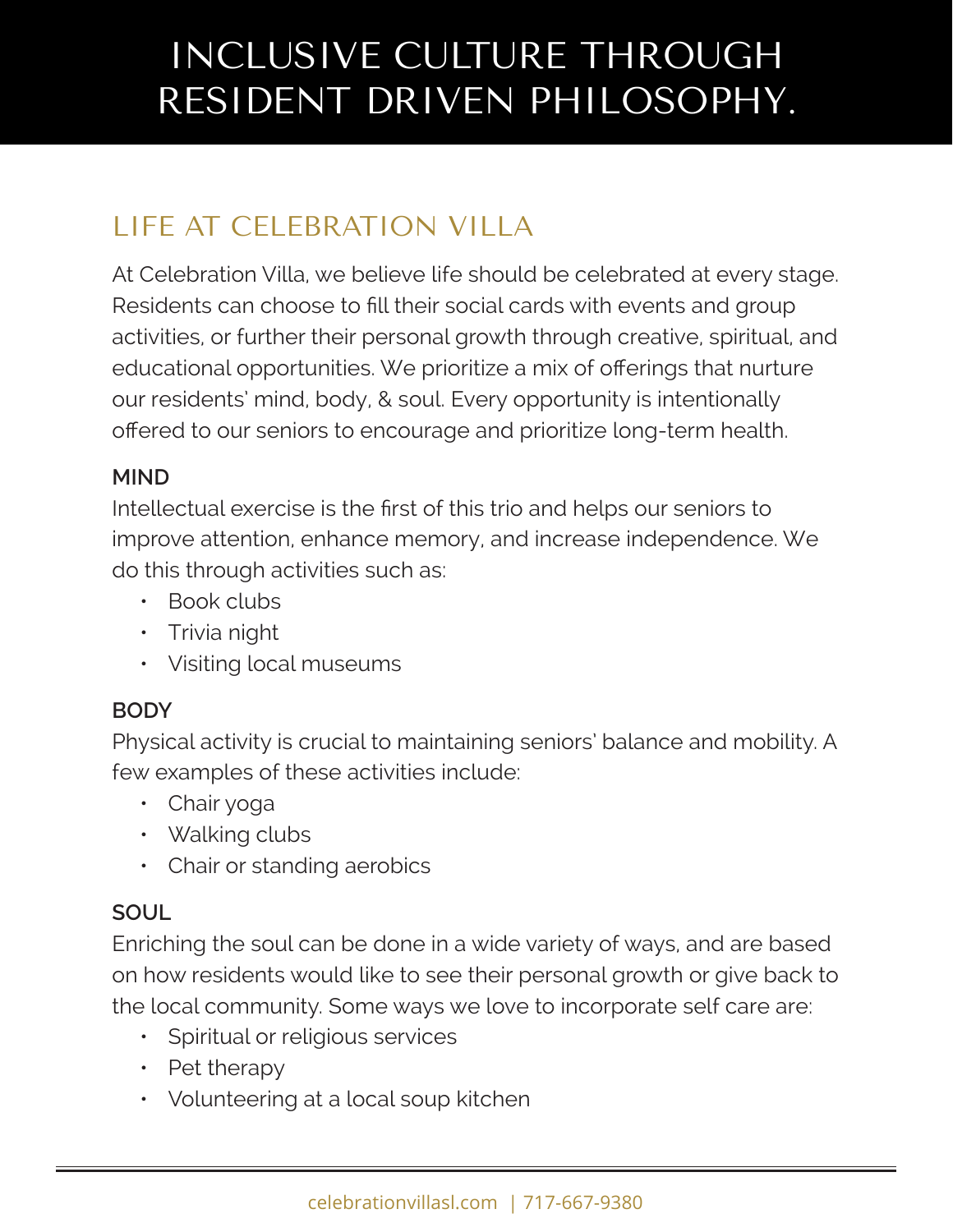# INCLUSIVE CULTURE THROUGH RESIDENT DRIVEN PHILOSOPHY.

## LIFE AT CELEBRATION VILLA

At Celebration Villa, we believe life should be celebrated at every stage. Residents can choose to fill their social cards with events and group activities, or further their personal growth through creative, spiritual, and educational opportunities. We prioritize a mix of offerings that nurture our residents' mind, body, & soul. Every opportunity is intentionally offered to our seniors to encourage and prioritize long-term health.

### MIND

Intellectual exercise is the first of this trio and helps our seniors to improve attention, enhance memory, and increase independence. We do this through activities such as:

- Book clubs
- Trivia night
- Visiting local museums

### BODY

Physical activity is crucial to maintaining seniors' balance and mobility. A few examples of these activities include:

- Chair yoga
- Walking clubs
- Chair or standing aerobics

### SOUL

Enriching the soul can be done in a wide variety of ways, and are based on how residents would like to see their personal growth or give back to the local community. Some ways we love to incorporate self care are:

- Spiritual or religious services
- Pet therapy
- Volunteering at a local soup kitchen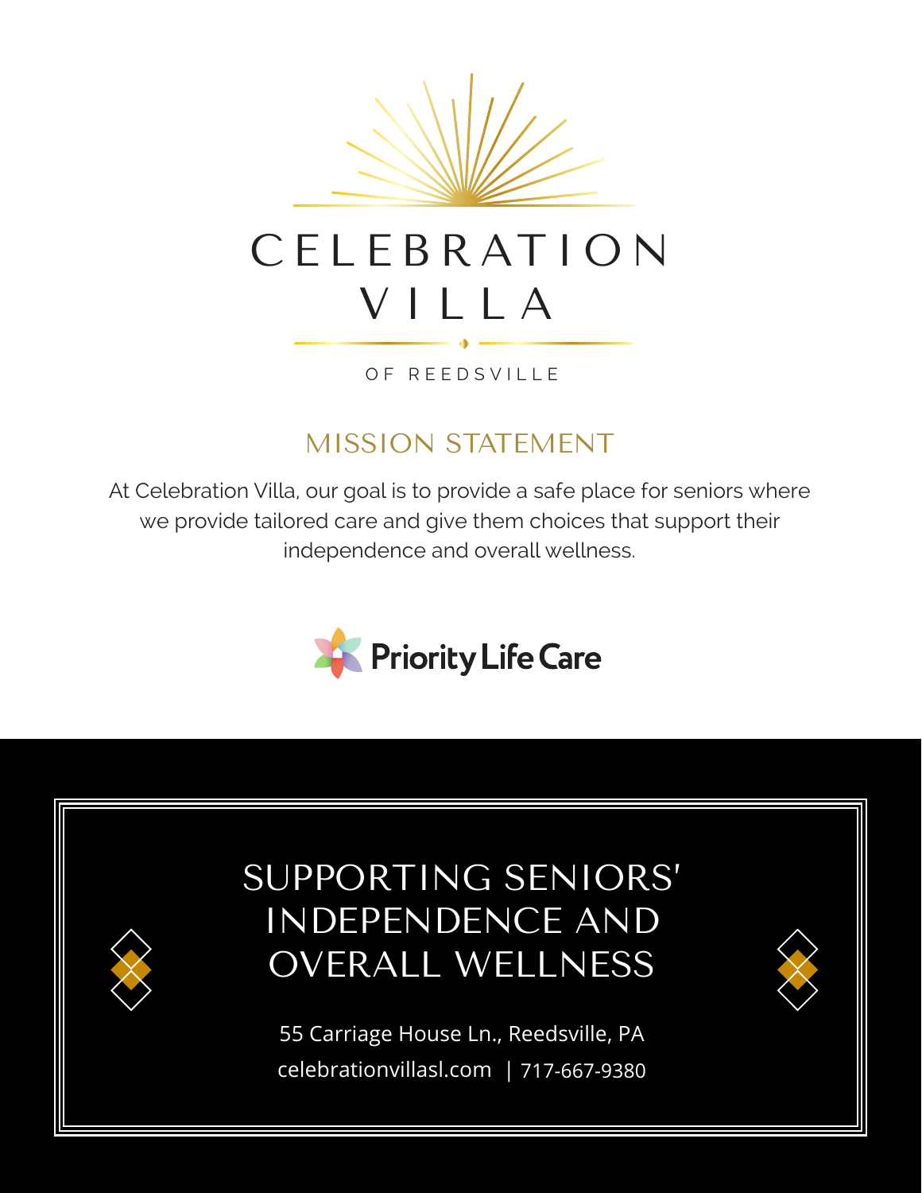# CELEBRATION VILLA

OF REEDSVILLE

## MISSION STATEMENT

At Celebration Villa, our goal is to provide a safe place for seniors where we provide tailored care and give them choices that support their independence and overall wellness.

Priority Life Care

## SUPPORTING SENIORS' INDEPENDENCE AND OVERALL WELLNESS

55 Carriage House Ln., Reedsville, PA

celebrationvillasl.com | 717-667-9380